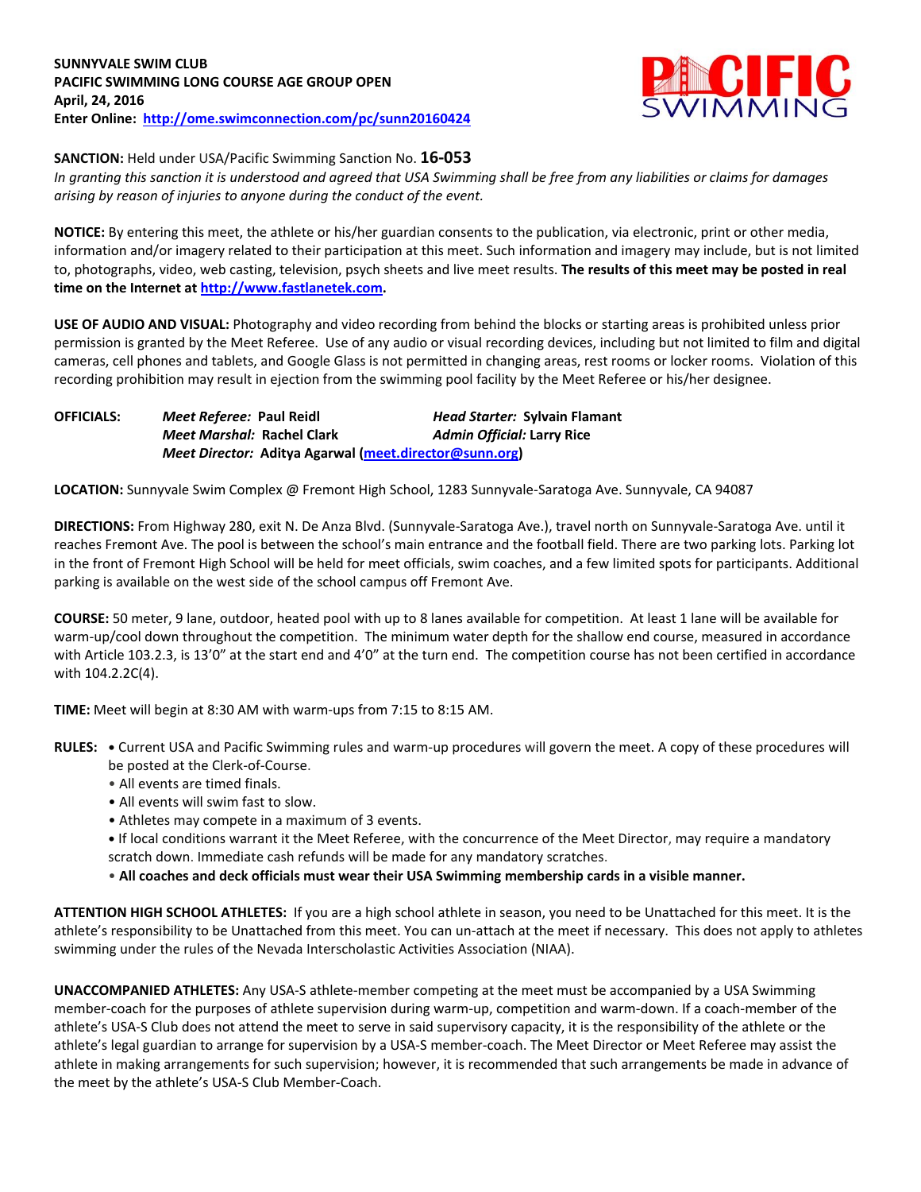**SUNNYVALE SWIM CLUB**
**PACIFIC SWIMMING LONG COURSE AGE GROUP OPEN**
**April, 24, 2016**
**Enter Online: [http://ome.swimconnection.com/pc/sunn20160424](http://ome.swimconnection.com/pc/sunn20160424)**

**SANCTION:** Held under USA/Pacific Swimming Sanction No. **16-053**
*In granting this sanction it is understood and agreed that USA Swimming shall be free from any liabilities or claims for damages arising by reason of injuries to anyone during the conduct of the event.*

**NOTICE:** By entering this meet, the athlete or his/her guardian consents to the publication, via electronic, print or other media, information and/or imagery related to their participation at this meet. Such information and imagery may include, but is not limited to, photographs, video, web casting, television, psych sheets and live meet results. **The results of this meet may be posted in real time on the Internet at [http://www.fastlanetek.com](http://www.fastlanetek.com).**

**USE OF AUDIO AND VISUAL:** Photography and video recording from behind the blocks or starting areas is prohibited unless prior permission is granted by the Meet Referee. Use of any audio or visual recording devices, including but not limited to film and digital cameras, cell phones and tablets, and Google Glass is not permitted in changing areas, rest rooms or locker rooms. Violation of this recording prohibition may result in ejection from the swimming pool facility by the Meet Referee or his/her designee.

**OFFICIALS:**
*Meet Referee:* **Paul Reidl** — *Head Starter:* **Sylvain Flamant**
*Meet Marshal:* **Rachel Clark** — *Admin Official:* **Larry Rice**
*Meet Director:* **Aditya Agarwal ([meet.director@sunn.org](mailto:meet.director@sunn.org))**

**LOCATION:** Sunnyvale Swim Complex @ Fremont High School, 1283 Sunnyvale-Saratoga Ave. Sunnyvale, CA 94087

**DIRECTIONS:** From Highway 280, exit N. De Anza Blvd. (Sunnyvale-Saratoga Ave.), travel north on Sunnyvale-Saratoga Ave. until it reaches Fremont Ave. The pool is between the school's main entrance and the football field. There are two parking lots. Parking lot in the front of Fremont High School will be held for meet officials, swim coaches, and a few limited spots for participants. Additional parking is available on the west side of the school campus off Fremont Ave.

**COURSE:** 50 meter, 9 lane, outdoor, heated pool with up to 8 lanes available for competition. At least 1 lane will be available for warm-up/cool down throughout the competition. The minimum water depth for the shallow end course, measured in accordance with Article 103.2.3, is 13'0" at the start end and 4'0" at the turn end. The competition course has not been certified in accordance with 104.2.2C(4).

**TIME:** Meet will begin at 8:30 AM with warm-ups from 7:15 to 8:15 AM.

**RULES:**
- Current USA and Pacific Swimming rules and warm-up procedures will govern the meet. A copy of these procedures will be posted at the Clerk-of-Course.
- All events are timed finals.
- All events will swim fast to slow.
- Athletes may compete in a maximum of 3 events.
- If local conditions warrant it the Meet Referee, with the concurrence of the Meet Director, may require a mandatory scratch down. Immediate cash refunds will be made for any mandatory scratches.
- **All coaches and deck officials must wear their USA Swimming membership cards in a visible manner.**

**ATTENTION HIGH SCHOOL ATHLETES:** If you are a high school athlete in season, you need to be Unattached for this meet. It is the athlete's responsibility to be Unattached from this meet. You can un-attach at the meet if necessary. This does not apply to athletes swimming under the rules of the Nevada Interscholastic Activities Association (NIAA).

**UNACCOMPANIED ATHLETES:** Any USA-S athlete-member competing at the meet must be accompanied by a USA Swimming member-coach for the purposes of athlete supervision during warm-up, competition and warm-down. If a coach-member of the athlete's USA-S Club does not attend the meet to serve in said supervisory capacity, it is the responsibility of the athlete or the athlete's legal guardian to arrange for supervision by a USA-S member-coach. The Meet Director or Meet Referee may assist the athlete in making arrangements for such supervision; however, it is recommended that such arrangements be made in advance of the meet by the athlete's USA-S Club Member-Coach.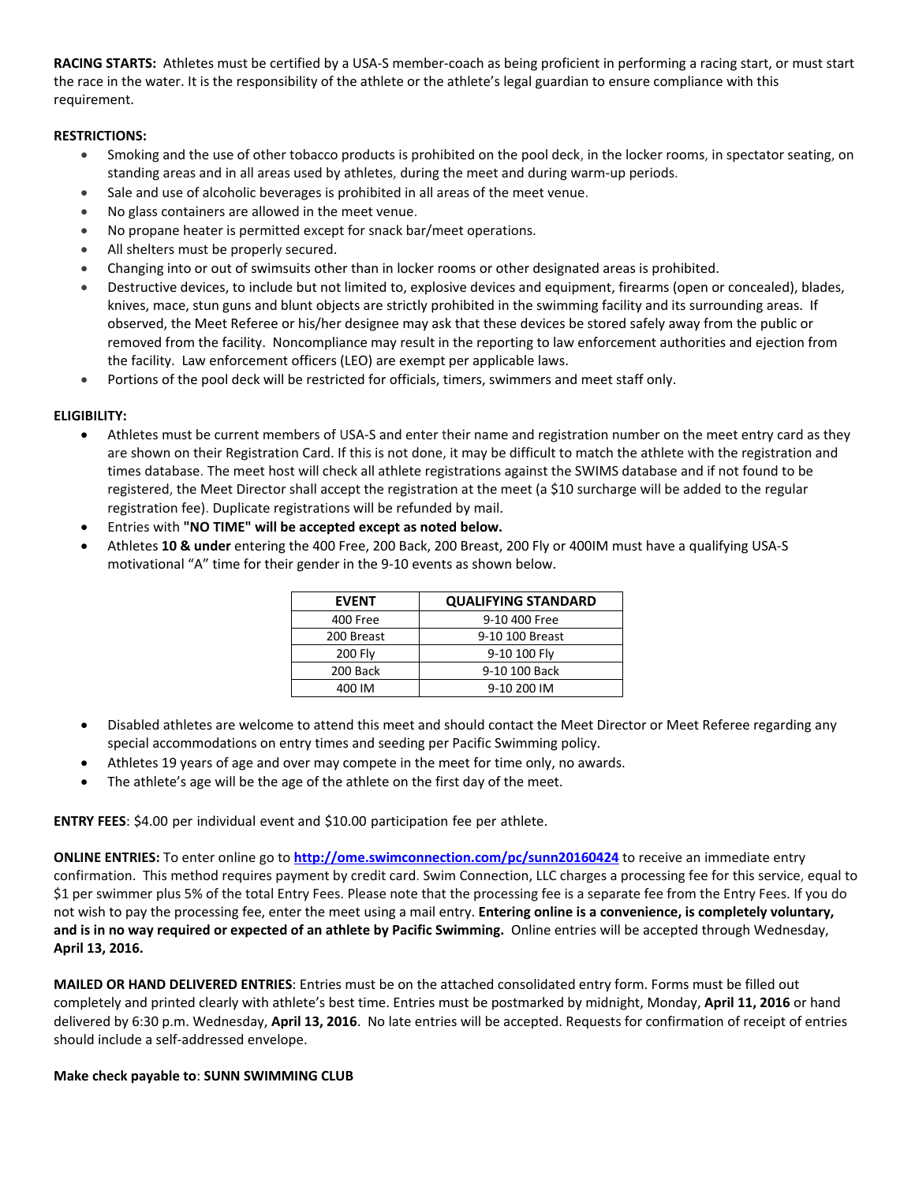**RACING STARTS:** Athletes must be certified by a USA-S member-coach as being proficient in performing a racing start, or must start the race in the water. It is the responsibility of the athlete or the athlete's legal guardian to ensure compliance with this requirement.

**RESTRICTIONS:**

- Smoking and the use of other tobacco products is prohibited on the pool deck, in the locker rooms, in spectator seating, on standing areas and in all areas used by athletes, during the meet and during warm-up periods.
- Sale and use of alcoholic beverages is prohibited in all areas of the meet venue.
- No glass containers are allowed in the meet venue.
- No propane heater is permitted except for snack bar/meet operations.
- All shelters must be properly secured.
- Changing into or out of swimsuits other than in locker rooms or other designated areas is prohibited.
- Destructive devices, to include but not limited to, explosive devices and equipment, firearms (open or concealed), blades, knives, mace, stun guns and blunt objects are strictly prohibited in the swimming facility and its surrounding areas. If observed, the Meet Referee or his/her designee may ask that these devices be stored safely away from the public or removed from the facility. Noncompliance may result in the reporting to law enforcement authorities and ejection from the facility. Law enforcement officers (LEO) are exempt per applicable laws.
- Portions of the pool deck will be restricted for officials, timers, swimmers and meet staff only.

**ELIGIBILITY:**

- Athletes must be current members of USA-S and enter their name and registration number on the meet entry card as they are shown on their Registration Card. If this is not done, it may be difficult to match the athlete with the registration and times database. The meet host will check all athlete registrations against the SWIMS database and if not found to be registered, the Meet Director shall accept the registration at the meet (a $10 surcharge will be added to the regular registration fee). Duplicate registrations will be refunded by mail.
- Entries with **"NO TIME" will be accepted except as noted below.**
- Athletes **10 & under** entering the 400 Free, 200 Back, 200 Breast, 200 Fly or 400IM must have a qualifying USA-S motivational "A" time for their gender in the 9-10 events as shown below.

| EVENT | QUALIFYING STANDARD |
|---|---|
| 400 Free | 9-10 400 Free |
| 200 Breast | 9-10 100 Breast |
| 200 Fly | 9-10 100 Fly |
| 200 Back | 9-10 100 Back |
| 400 IM | 9-10 200 IM |

- Disabled athletes are welcome to attend this meet and should contact the Meet Director or Meet Referee regarding any special accommodations on entry times and seeding per Pacific Swimming policy.
- Athletes 19 years of age and over may compete in the meet for time only, no awards.
- The athlete's age will be the age of the athlete on the first day of the meet.

**ENTRY FEES**: $4.00 per individual event and $10.00 participation fee per athlete.

**ONLINE ENTRIES:** To enter online go to **http://ome.swimconnection.com/pc/sunn20160424** to receive an immediate entry confirmation. This method requires payment by credit card. Swim Connection, LLC charges a processing fee for this service, equal to $1 per swimmer plus 5% of the total Entry Fees. Please note that the processing fee is a separate fee from the Entry Fees. If you do not wish to pay the processing fee, enter the meet using a mail entry. **Entering online is a convenience, is completely voluntary, and is in no way required or expected of an athlete by Pacific Swimming.** Online entries will be accepted through Wednesday, **April 13, 2016.**

**MAILED OR HAND DELIVERED ENTRIES**: Entries must be on the attached consolidated entry form. Forms must be filled out completely and printed clearly with athlete's best time. Entries must be postmarked by midnight, Monday, **April 11, 2016** or hand delivered by 6:30 p.m. Wednesday, **April 13, 2016**. No late entries will be accepted. Requests for confirmation of receipt of entries should include a self-addressed envelope.

**Make check payable to**: **SUNN SWIMMING CLUB**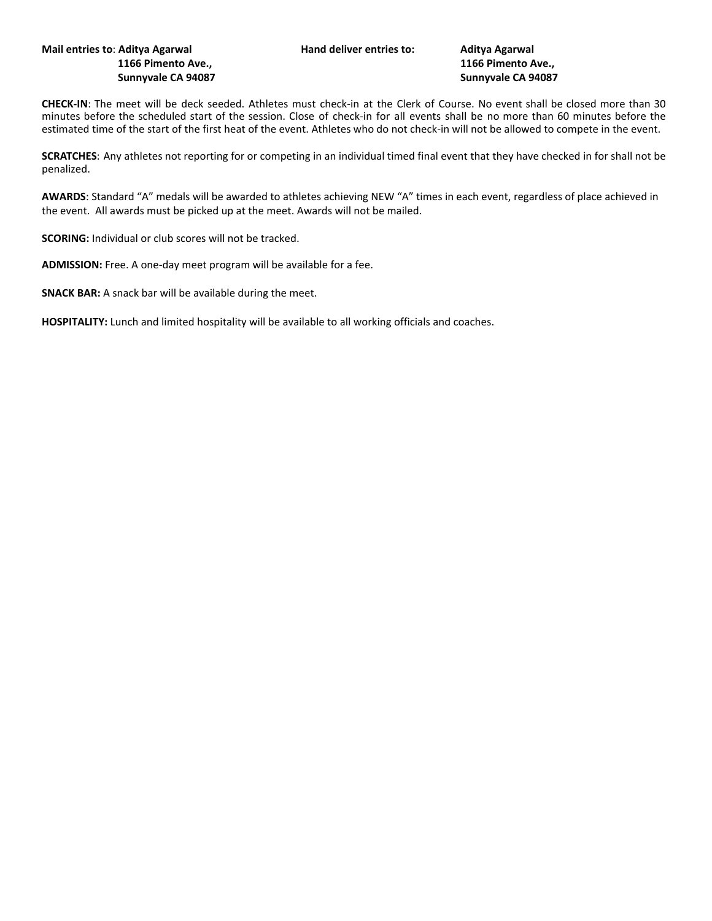**Mail entries to**: **Aditya Agarwal**
**1166 Pimento Ave.,**
**Sunnyvale CA 94087**

**Hand deliver entries to:** **Aditya Agarwal**
**1166 Pimento Ave.,**
**Sunnyvale CA 94087**

**CHECK-IN**: The meet will be deck seeded. Athletes must check-in at the Clerk of Course. No event shall be closed more than 30 minutes before the scheduled start of the session. Close of check-in for all events shall be no more than 60 minutes before the estimated time of the start of the first heat of the event. Athletes who do not check-in will not be allowed to compete in the event.

**SCRATCHES**: Any athletes not reporting for or competing in an individual timed final event that they have checked in for shall not be penalized.

**AWARDS**: Standard "A" medals will be awarded to athletes achieving NEW "A" times in each event, regardless of place achieved in the event. All awards must be picked up at the meet. Awards will not be mailed.

**SCORING:** Individual or club scores will not be tracked.

**ADMISSION:** Free. A one-day meet program will be available for a fee.

**SNACK BAR:** A snack bar will be available during the meet.

**HOSPITALITY:** Lunch and limited hospitality will be available to all working officials and coaches.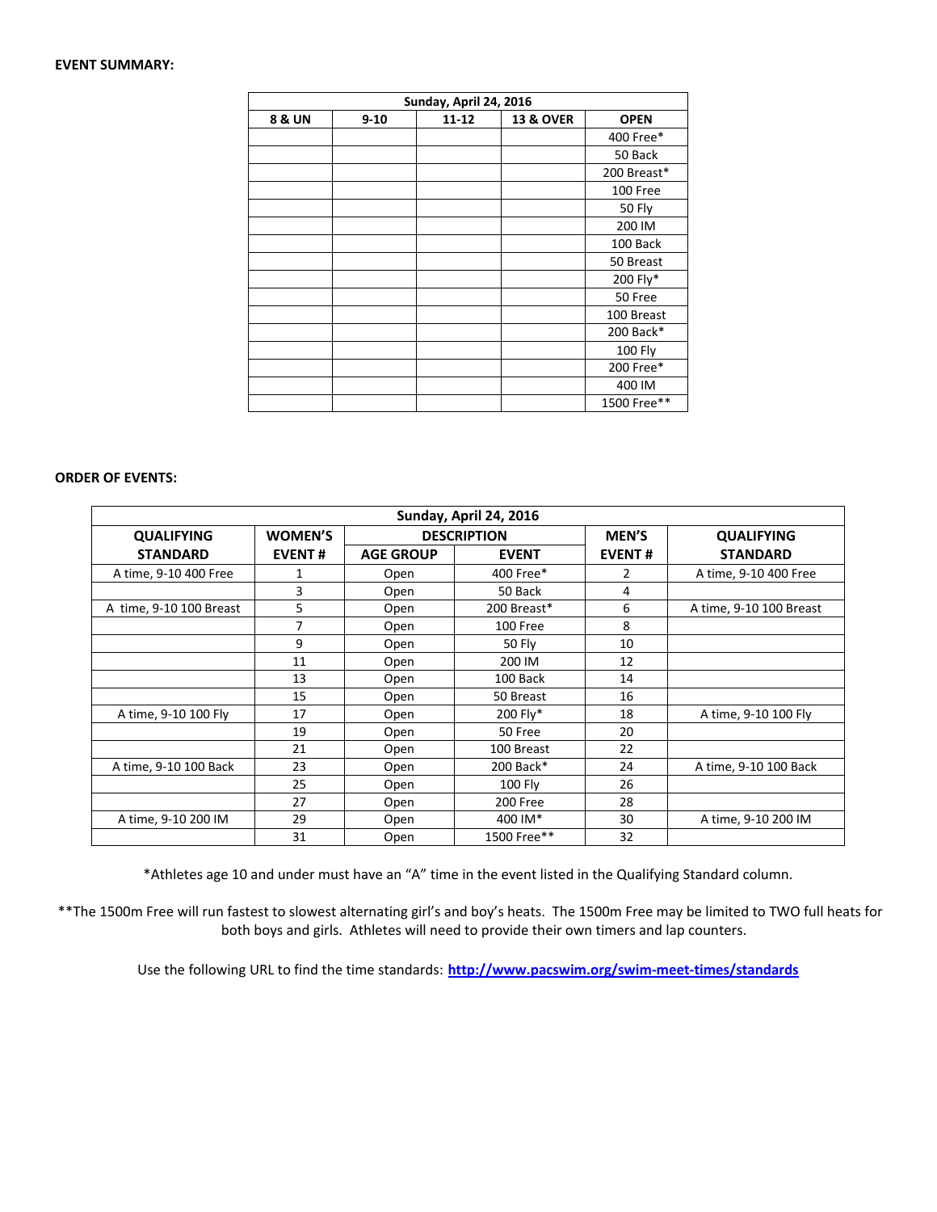**EVENT SUMMARY:**

| Sunday, April 24, 2016 | | | | |
|---|---|---|---|---|
| 8 & UN | 9-10 | 11-12 | 13 & OVER | OPEN |
| | | | | 400 Free* |
| | | | | 50 Back |
| | | | | 200 Breast* |
| | | | | 100 Free |
| | | | | 50 Fly |
| | | | | 200 IM |
| | | | | 100 Back |
| | | | | 50 Breast |
| | | | | 200 Fly* |
| | | | | 50 Free |
| | | | | 100 Breast |
| | | | | 200 Back* |
| | | | | 100 Fly |
| | | | | 200 Free* |
| | | | | 400 IM |
| | | | | 1500 Free** |

**ORDER OF EVENTS:**

| Sunday, April 24, 2016 | | | | | |
|---|---|---|---|---|---|
| QUALIFYING STANDARD | WOMEN'S EVENT # | DESCRIPTION | | MEN'S EVENT # | QUALIFYING STANDARD |
| | | AGE GROUP | EVENT | | |
| A time, 9-10 400 Free | 1 | Open | 400 Free* | 2 | A time, 9-10 400 Free |
| | 3 | Open | 50 Back | 4 | |
| A time, 9-10 100 Breast | 5 | Open | 200 Breast* | 6 | A time, 9-10 100 Breast |
| | 7 | Open | 100 Free | 8 | |
| | 9 | Open | 50 Fly | 10 | |
| | 11 | Open | 200 IM | 12 | |
| | 13 | Open | 100 Back | 14 | |
| | 15 | Open | 50 Breast | 16 | |
| A time, 9-10 100 Fly | 17 | Open | 200 Fly* | 18 | A time, 9-10 100 Fly |
| | 19 | Open | 50 Free | 20 | |
| | 21 | Open | 100 Breast | 22 | |
| A time, 9-10 100 Back | 23 | Open | 200 Back* | 24 | A time, 9-10 100 Back |
| | 25 | Open | 100 Fly | 26 | |
| | 27 | Open | 200 Free | 28 | |
| A time, 9-10 200 IM | 29 | Open | 400 IM* | 30 | A time, 9-10 200 IM |
| | 31 | Open | 1500 Free** | 32 | |

*Athletes age 10 and under must have an "A" time in the event listed in the Qualifying Standard column.

**The 1500m Free will run fastest to slowest alternating girl's and boy's heats. The 1500m Free may be limited to TWO full heats for both boys and girls. Athletes will need to provide their own timers and lap counters.

Use the following URL to find the time standards: [http://www.pacswim.org/swim-meet-times/standards](http://www.pacswim.org/swim-meet-times/standards)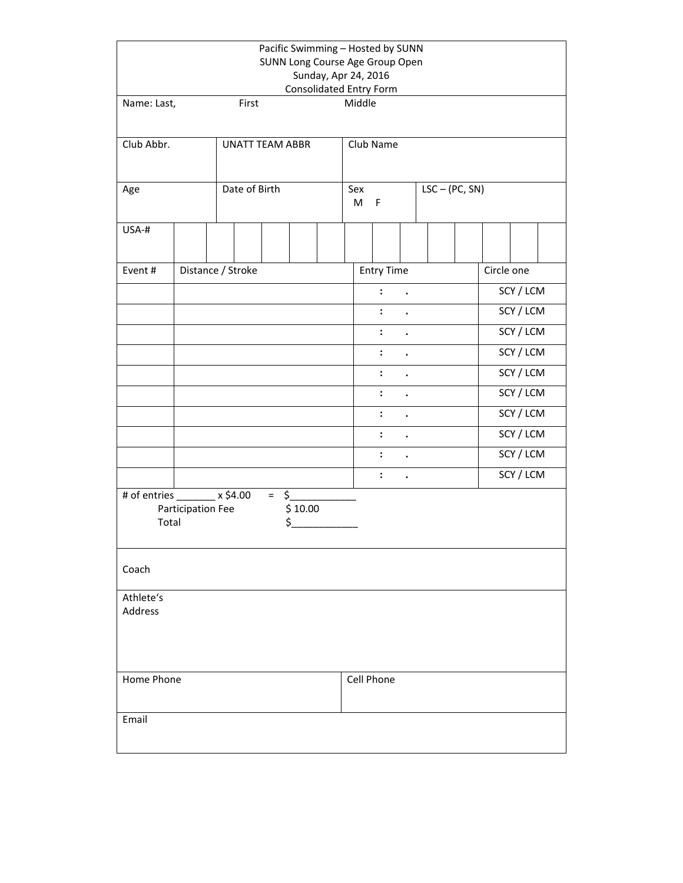Pacific Swimming – Hosted by SUNN

SUNN Long Course Age Group Open

Sunday, Apr 24, 2016

Consolidated Entry Form

| Name: Last, | First | Middle |
|---|---|---|
| | | |

| Club Abbr. | UNATT TEAM ABBR | Club Name |
|---|---|---|
| | | |

| Age | Date of Birth | Sex M F | LSC – (PC, SN) |
|---|---|---|---|
| | | | |

| USA-# | | | | | | | | | | | | | | |
|---|---|---|---|---|---|---|---|---|---|---|---|---|---|---|

| Event # | Distance / Stroke | Entry Time | Circle one |
|---|---|---|---|
| | | : . | SCY / LCM |
| | | : . | SCY / LCM |
| | | : . | SCY / LCM |
| | | : . | SCY / LCM |
| | | : . | SCY / LCM |
| | | : . | SCY / LCM |
| | | : . | SCY / LCM |
| | | : . | SCY / LCM |
| | | : . | SCY / LCM |
| | | : . | SCY / LCM |

# of entries _______ x $4.00 = $____________

Participation Fee $ 10.00

Total $____________

Coach

Athlete's Address

| Home Phone | Cell Phone |
|---|---|
| | |

Email